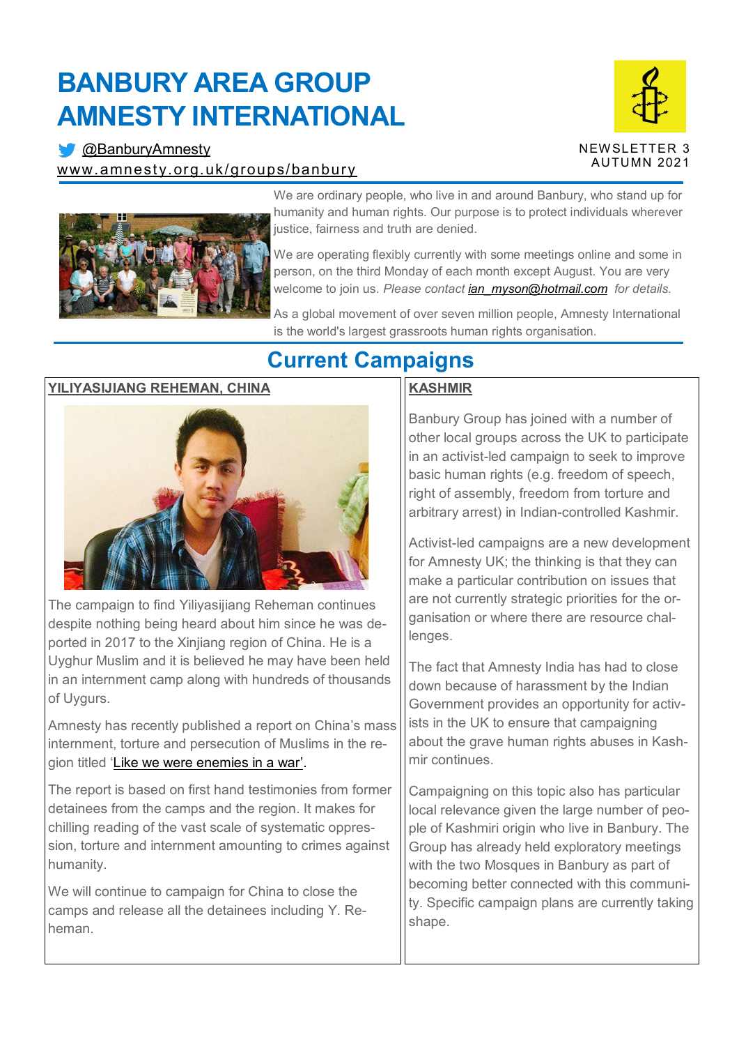# BANBURY AREA GROUP AMNESTY INTERNATIONAL

@BanburyAmnesty

www.amnesty.org.uk/groups/banbury

NEWSLETTER 3
AUTUMN 2021

We are ordinary people, who live in and around Banbury, who stand up for humanity and human rights. Our purpose is to protect individuals wherever justice, fairness and truth are denied.

We are operating flexibly currently with some meetings online and some in person, on the third Monday of each month except August. You are very welcome to join us. *Please contact ian_myson@hotmail.com for details.*

As a global movement of over seven million people, Amnesty International is the world's largest grassroots human rights organisation.

## Current Campaigns

### YILIYASIJIANG REHEMAN, CHINA

The campaign to find Yiliyasijiang Reheman continues despite nothing being heard about him since he was deported in 2017 to the Xinjiang region of China. He is a Uyghur Muslim and it is believed he may have been held in an internment camp along with hundreds of thousands of Uygurs.

Amnesty has recently published a report on China's mass internment, torture and persecution of Muslims in the region titled 'Like we were enemies in a war'.

The report is based on first hand testimonies from former detainees from the camps and the region. It makes for chilling reading of the vast scale of systematic oppression, torture and internment amounting to crimes against humanity.

We will continue to campaign for China to close the camps and release all the detainees including Y. Reheman.

### KASHMIR

Banbury Group has joined with a number of other local groups across the UK to participate in an activist-led campaign to seek to improve basic human rights (e.g. freedom of speech, right of assembly, freedom from torture and arbitrary arrest) in Indian-controlled Kashmir.

Activist-led campaigns are a new development for Amnesty UK; the thinking is that they can make a particular contribution on issues that are not currently strategic priorities for the organisation or where there are resource challenges.

The fact that Amnesty India has had to close down because of harassment by the Indian Government provides an opportunity for activists in the UK to ensure that campaigning about the grave human rights abuses in Kashmir continues.

Campaigning on this topic also has particular local relevance given the large number of people of Kashmiri origin who live in Banbury. The Group has already held exploratory meetings with the two Mosques in Banbury as part of becoming better connected with this community. Specific campaign plans are currently taking shape.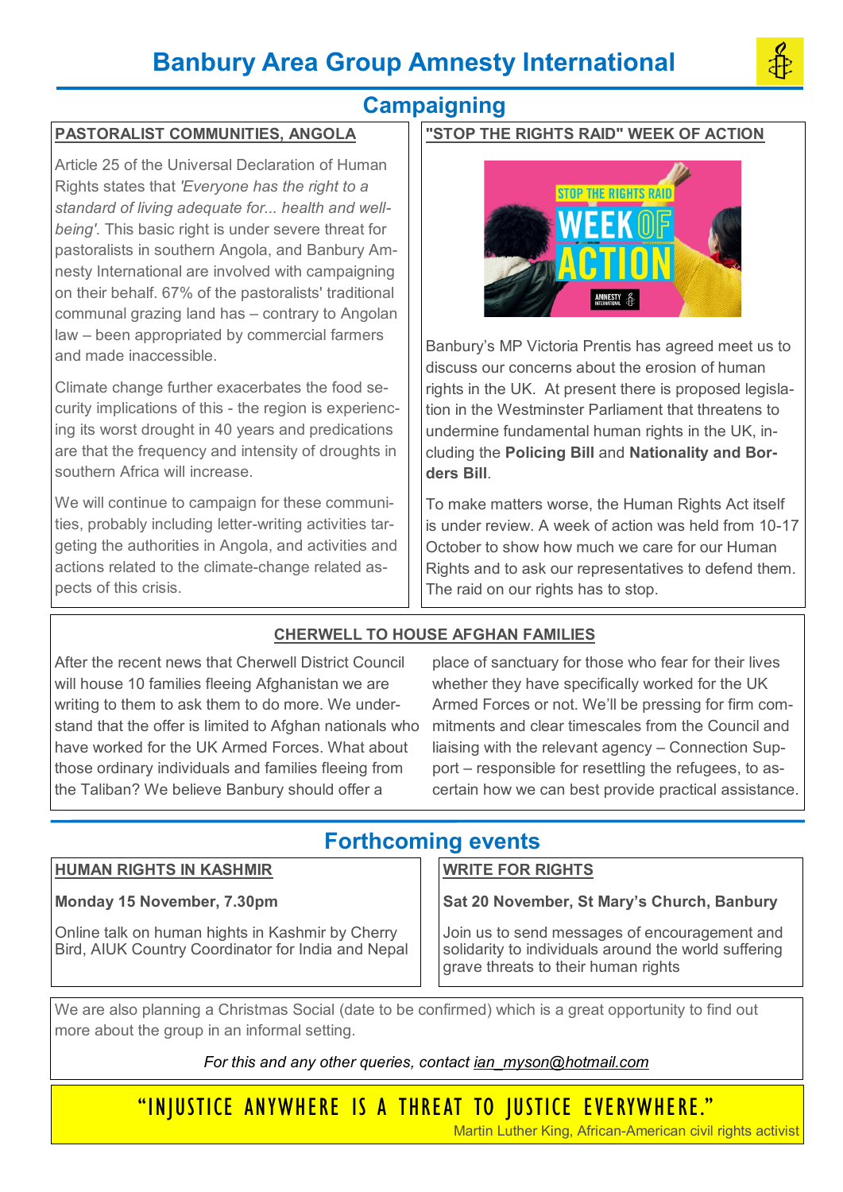# Banbury Area Group Amnesty International

## Campaigning

### PASTORALIST COMMUNITIES, ANGOLA

Article 25 of the Universal Declaration of Human Rights states that *'Everyone has the right to a standard of living adequate for... health and well-being'*. This basic right is under severe threat for pastoralists in southern Angola, and Banbury Amnesty International are involved with campaigning on their behalf. 67% of the pastoralists' traditional communal grazing land has – contrary to Angolan law – been appropriated by commercial farmers and made inaccessible.

Climate change further exacerbates the food security implications of this - the region is experiencing its worst drought in 40 years and predications are that the frequency and intensity of droughts in southern Africa will increase.

We will continue to campaign for these communities, probably including letter-writing activities targeting the authorities in Angola, and activities and actions related to the climate-change related aspects of this crisis.

### "STOP THE RIGHTS RAID" WEEK OF ACTION

Banbury's MP Victoria Prentis has agreed meet us to discuss our concerns about the erosion of human rights in the UK. At present there is proposed legislation in the Westminster Parliament that threatens to undermine fundamental human rights in the UK, including the **Policing Bill** and **Nationality and Borders Bill**.

To make matters worse, the Human Rights Act itself is under review. A week of action was held from 10-17 October to show how much we care for our Human Rights and to ask our representatives to defend them. The raid on our rights has to stop.

### CHERWELL TO HOUSE AFGHAN FAMILIES

After the recent news that Cherwell District Council will house 10 families fleeing Afghanistan we are writing to them to ask them to do more. We understand that the offer is limited to Afghan nationals who have worked for the UK Armed Forces. What about those ordinary individuals and families fleeing from the Taliban? We believe Banbury should offer a place of sanctuary for those who fear for their lives whether they have specifically worked for the UK Armed Forces or not. We'll be pressing for firm commitments and clear timescales from the Council and liaising with the relevant agency – Connection Support – responsible for resettling the refugees, to ascertain how we can best provide practical assistance.

## Forthcoming events

### HUMAN RIGHTS IN KASHMIR

**Monday 15 November, 7.30pm**

Online talk on human hights in Kashmir by Cherry Bird, AIUK Country Coordinator for India and Nepal

### WRITE FOR RIGHTS

**Sat 20 November, St Mary's Church, Banbury**

Join us to send messages of encouragement and solidarity to individuals around the world suffering grave threats to their human rights

We are also planning a Christmas Social (date to be confirmed) which is a great opportunity to find out more about the group in an informal setting.

*For this and any other queries, contact ian_myson@hotmail.com*

"INJUSTICE ANYWHERE IS A THREAT TO JUSTICE EVERYWHERE."

Martin Luther King, African-American civil rights activist